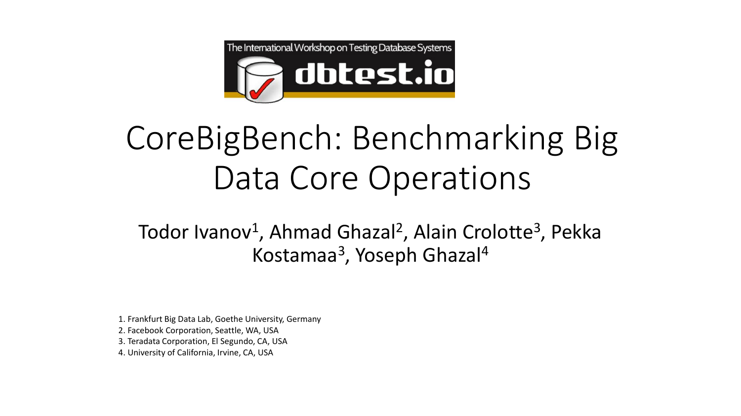The International Workshop on Testing Database Systems

dbtest.io

# CoreBigBench: Benchmarking Big Data Core Operations

Todor Ivanov[1], Ahmad Ghazal[2], Alain Crolotte[3], Pekka Kostamaa[3], Yoseph Ghazal[4]

1. Frankfurt Big Data Lab, Goethe University, Germany
2. Facebook Corporation, Seattle, WA, USA
3. Teradata Corporation, El Segundo, CA, USA
4. University of California, Irvine, CA, USA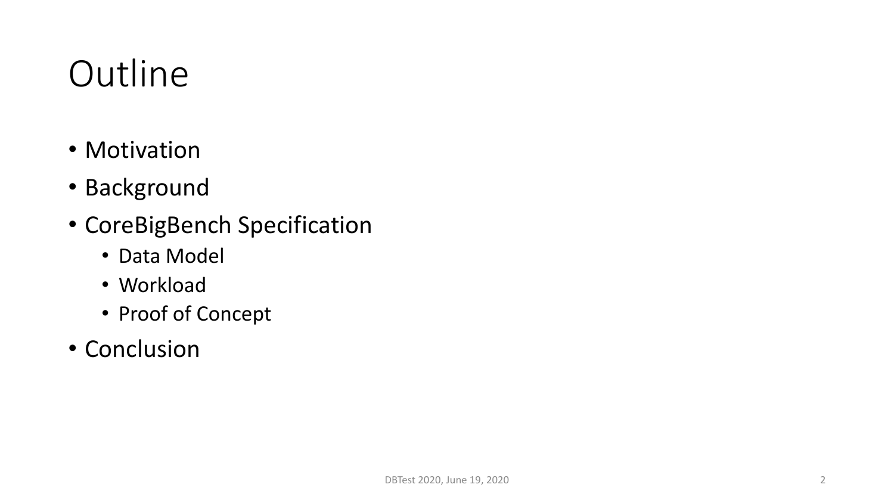# Outline

- Motivation
- Background
- CoreBigBench Specification
  - Data Model
  - Workload
  - Proof of Concept
- Conclusion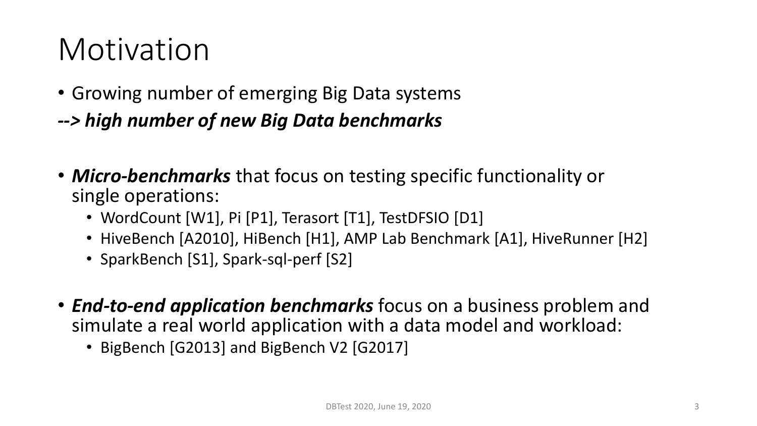# Motivation

- Growing number of emerging Big Data systems

***--> high number of new Big Data benchmarks***

- ***Micro-benchmarks*** that focus on testing specific functionality or single operations:
  - WordCount [W1], Pi [P1], Terasort [T1], TestDFSIO [D1]
  - HiveBench [A2010], HiBench [H1], AMP Lab Benchmark [A1], HiveRunner [H2]
  - SparkBench [S1], Spark-sql-perf [S2]

- ***End-to-end application benchmarks*** focus on a business problem and simulate a real world application with a data model and workload:
  - BigBench [G2013] and BigBench V2 [G2017]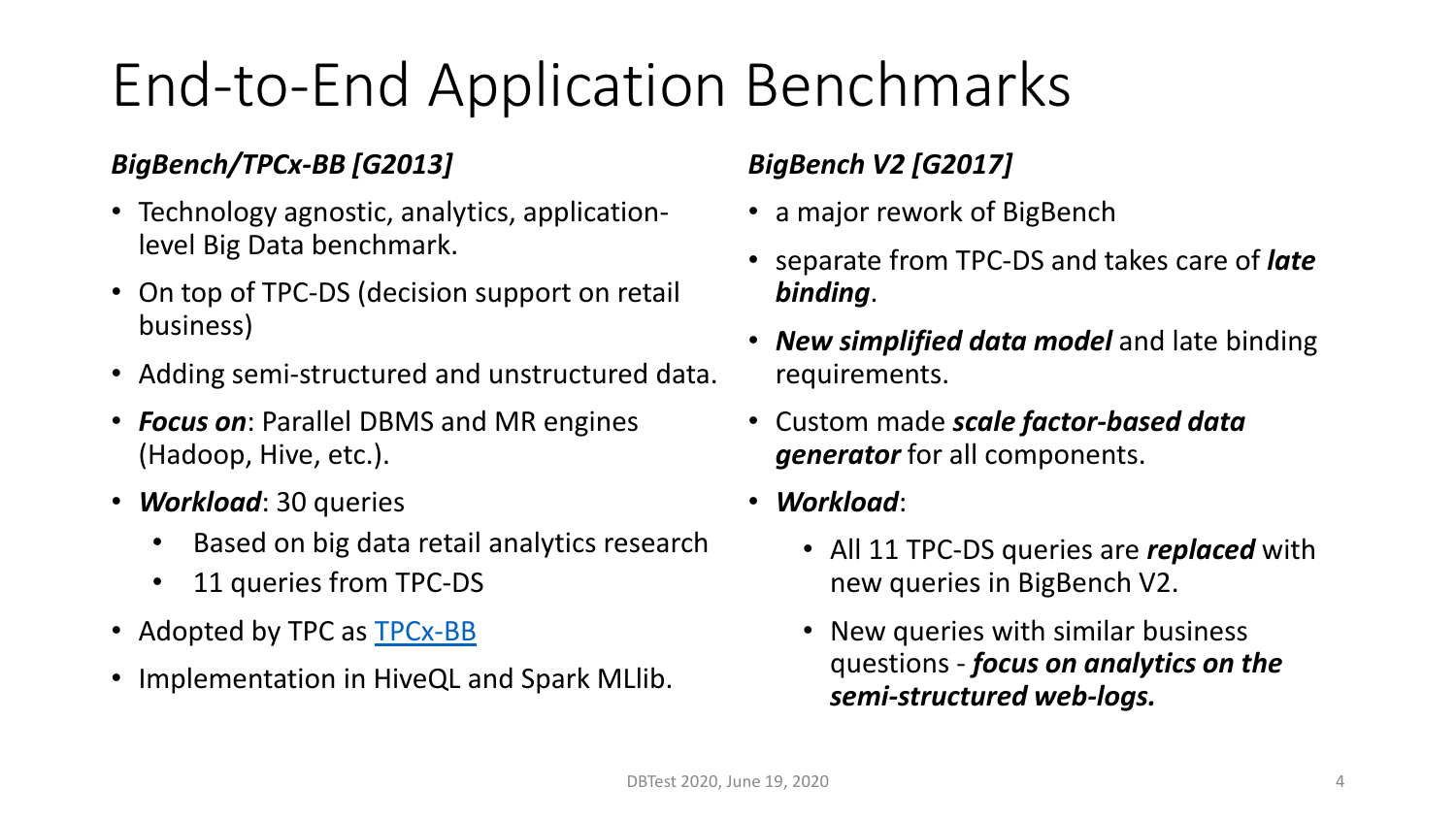# End-to-End Application Benchmarks

### *BigBench/TPCx-BB [G2013]*

- Technology agnostic, analytics, application-level Big Data benchmark.
- On top of TPC-DS (decision support on retail business)
- Adding semi-structured and unstructured data.
- ***Focus on***: Parallel DBMS and MR engines (Hadoop, Hive, etc.).
- ***Workload***: 30 queries
  - Based on big data retail analytics research
  - 11 queries from TPC-DS
- Adopted by TPC as TPCx-BB
- Implementation in HiveQL and Spark MLlib.

### *BigBench V2 [G2017]*

- a major rework of BigBench
- separate from TPC-DS and takes care of ***late binding***.
- ***New simplified data model*** and late binding requirements.
- Custom made ***scale factor-based data generator*** for all components.
- ***Workload***:
  - All 11 TPC-DS queries are ***replaced*** with new queries in BigBench V2.
  - New queries with similar business questions - ***focus on analytics on the semi-structured web-logs.***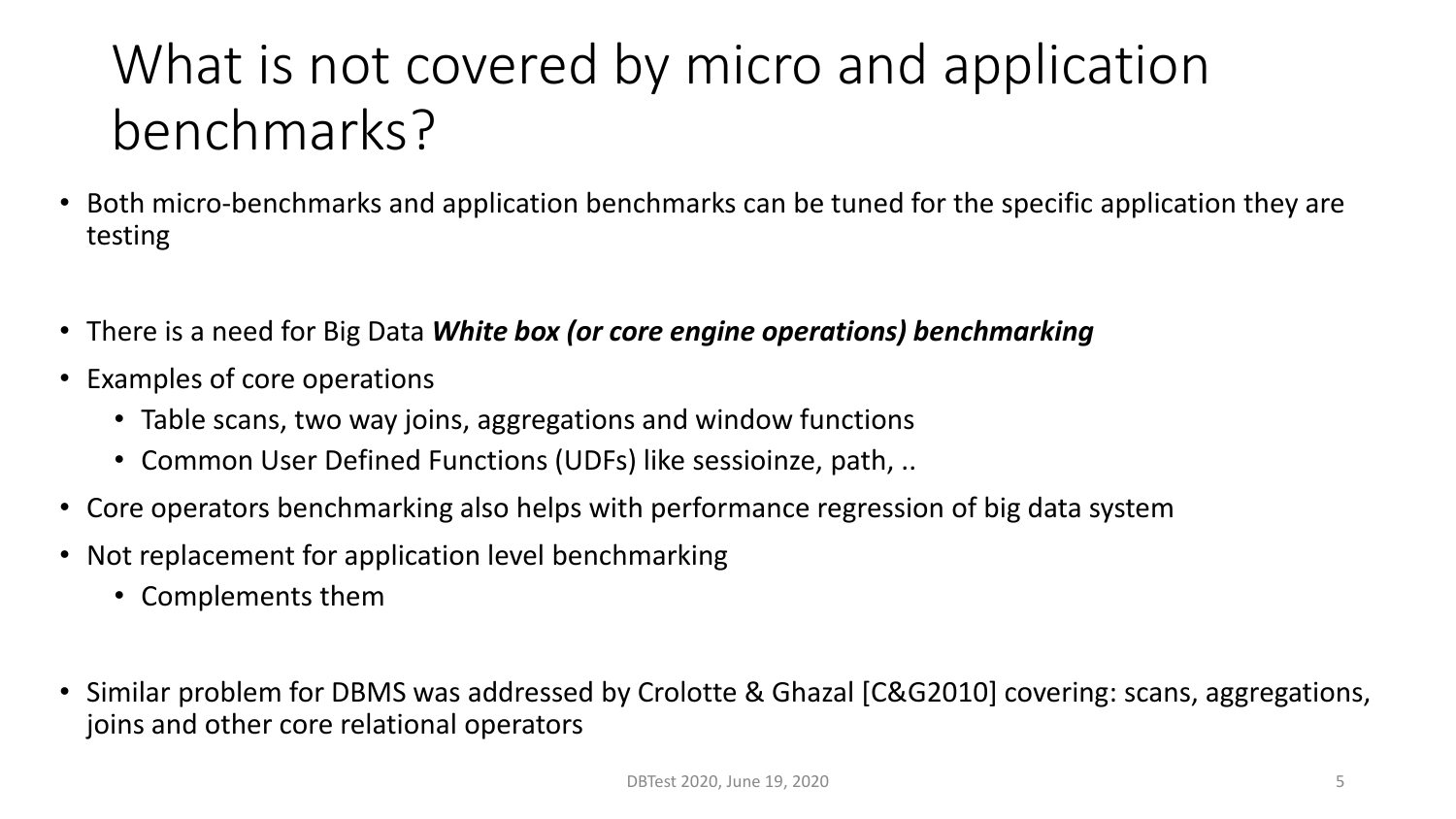# What is not covered by micro and application benchmarks?

- Both micro-benchmarks and application benchmarks can be tuned for the specific application they are testing
- There is a need for Big Data ***White box (or core engine operations) benchmarking***
- Examples of core operations
  - Table scans, two way joins, aggregations and window functions
  - Common User Defined Functions (UDFs) like sessioinze, path, ..
- Core operators benchmarking also helps with performance regression of big data system
- Not replacement for application level benchmarking
  - Complements them
- Similar problem for DBMS was addressed by Crolotte & Ghazal [C&G2010] covering: scans, aggregations, joins and other core relational operators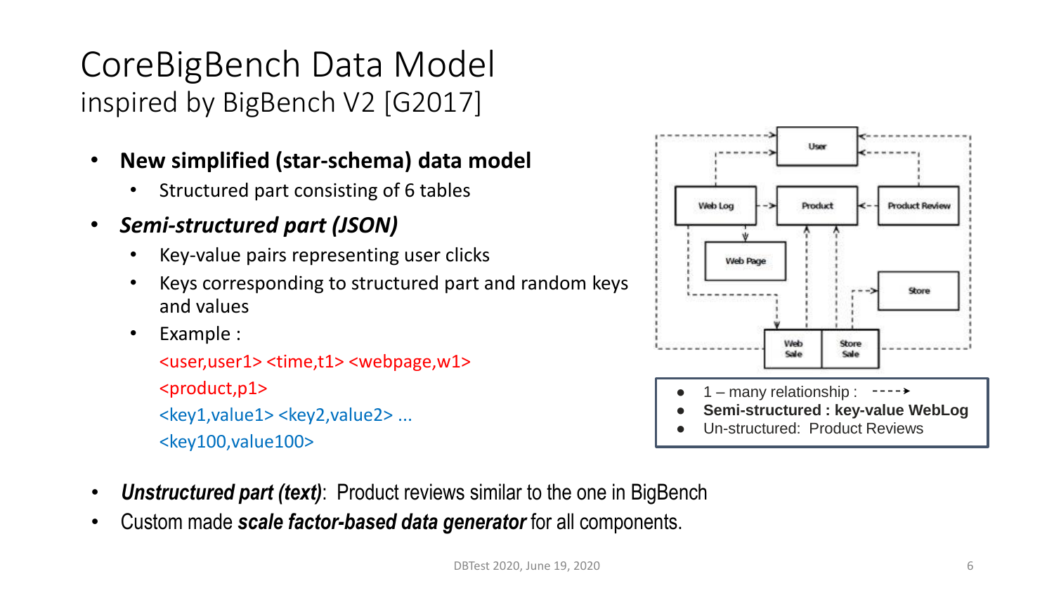# CoreBigBench Data Model

inspired by BigBench V2 [G2017]

- **New simplified (star-schema) data model**
  - Structured part consisting of 6 tables
- ***Semi-structured part (JSON)***
  - Key-value pairs representing user clicks
  - Keys corresponding to structured part and random keys and values
  - Example :

    <user,user1> <time,t1> <webpage,w1>

    <product,p1>

    <key1,value1> <key2,value2> ...

    <key100,value100>

User | Web Log | Product | Product Review | Web Page | Store | Web Sale | Store Sale

- 1 – many relationship : - - - -➤
- **Semi-structured : key-value WebLog**
- Un-structured: Product Reviews

- ***Unstructured part (text)***: Product reviews similar to the one in BigBench
- Custom made ***scale factor-based data generator*** for all components.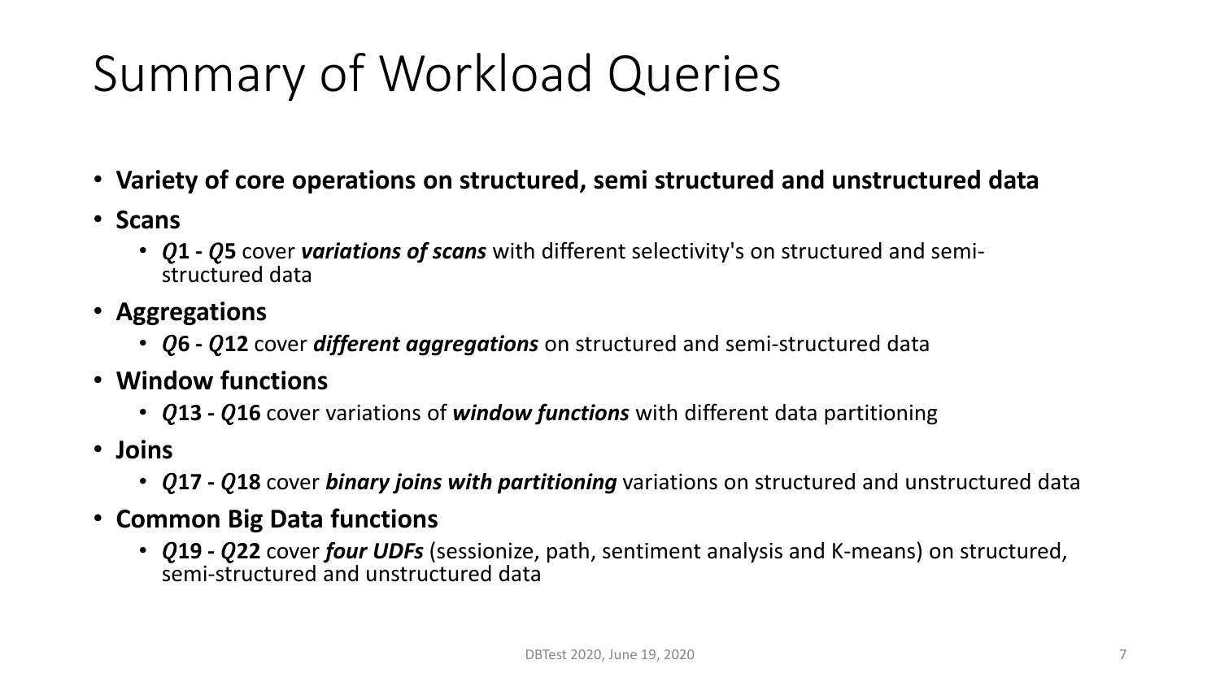# Summary of Workload Queries

- **Variety of core operations on structured, semi structured and unstructured data**
- **Scans**
  - ***Q*1 - *Q*5** cover ***variations of scans*** with different selectivity's on structured and semi-structured data
- **Aggregations**
  - ***Q*6 - *Q*12** cover ***different aggregations*** on structured and semi-structured data
- **Window functions**
  - ***Q*13 - *Q*16** cover variations of ***window functions*** with different data partitioning
- **Joins**
  - ***Q*17 - *Q*18** cover ***binary joins with partitioning*** variations on structured and unstructured data
- **Common Big Data functions**
  - ***Q*19 - *Q*22** cover ***four UDFs*** (sessionize, path, sentiment analysis and K-means) on structured, semi-structured and unstructured data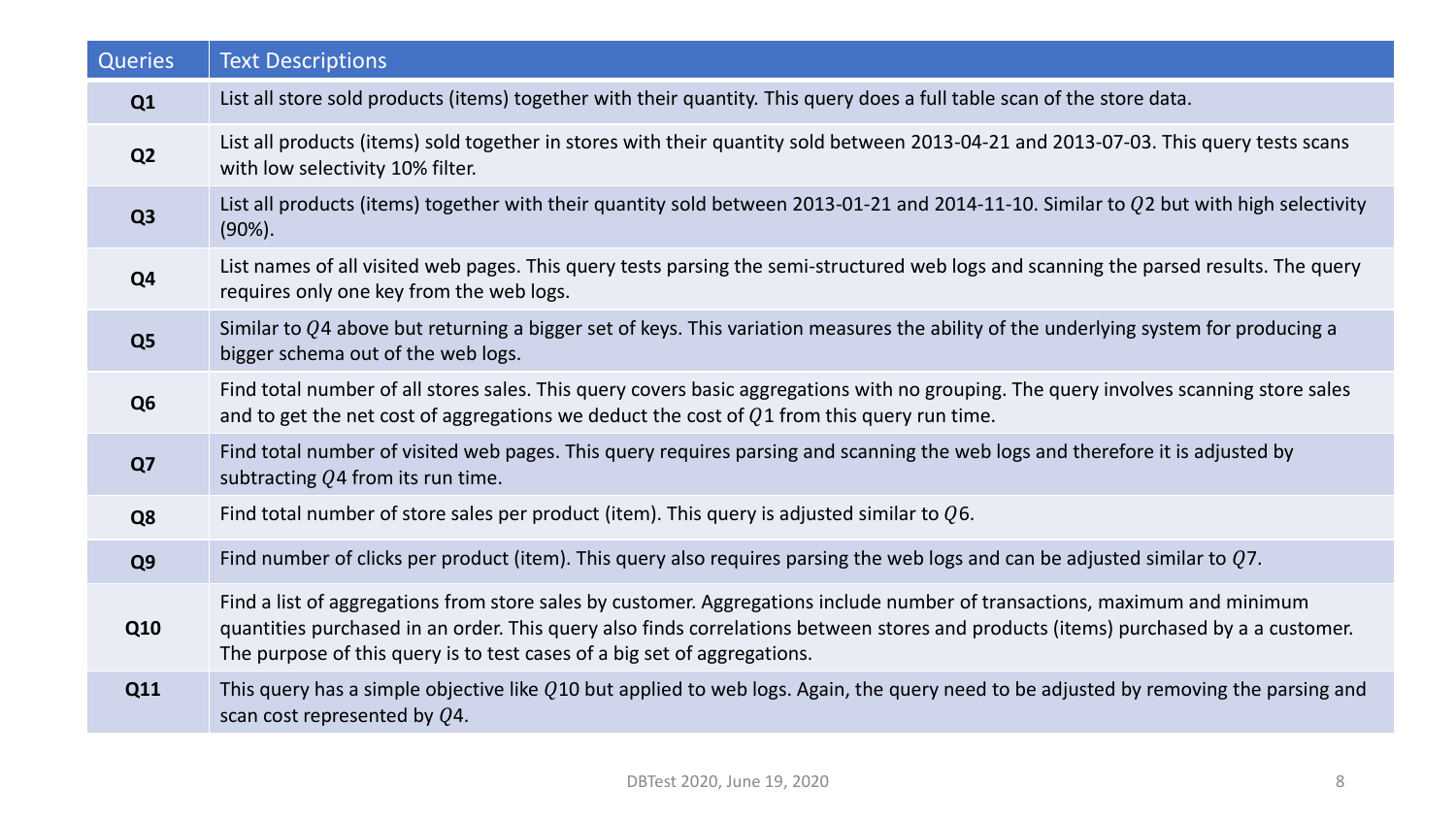| Queries | Text Descriptions |
| --- | --- |
| **Q1** | List all store sold products (items) together with their quantity. This query does a full table scan of the store data. |
| **Q2** | List all products (items) sold together in stores with their quantity sold between 2013-04-21 and 2013-07-03. This query tests scans with low selectivity 10% filter. |
| **Q3** | List all products (items) together with their quantity sold between 2013-01-21 and 2014-11-10. Similar to $Q2$ but with high selectivity (90%). |
| **Q4** | List names of all visited web pages. This query tests parsing the semi-structured web logs and scanning the parsed results. The query requires only one key from the web logs. |
| **Q5** | Similar to $Q4$ above but returning a bigger set of keys. This variation measures the ability of the underlying system for producing a bigger schema out of the web logs. |
| **Q6** | Find total number of all stores sales. This query covers basic aggregations with no grouping. The query involves scanning store sales and to get the net cost of aggregations we deduct the cost of $Q1$ from this query run time. |
| **Q7** | Find total number of visited web pages. This query requires parsing and scanning the web logs and therefore it is adjusted by subtracting $Q4$ from its run time. |
| **Q8** | Find total number of store sales per product (item). This query is adjusted similar to $Q6$. |
| **Q9** | Find number of clicks per product (item). This query also requires parsing the web logs and can be adjusted similar to $Q7$. |
| **Q10** | Find a list of aggregations from store sales by customer. Aggregations include number of transactions, maximum and minimum quantities purchased in an order. This query also finds correlations between stores and products (items) purchased by a a customer. The purpose of this query is to test cases of a big set of aggregations. |
| **Q11** | This query has a simple objective like $Q10$ but applied to web logs. Again, the query need to be adjusted by removing the parsing and scan cost represented by $Q4$. |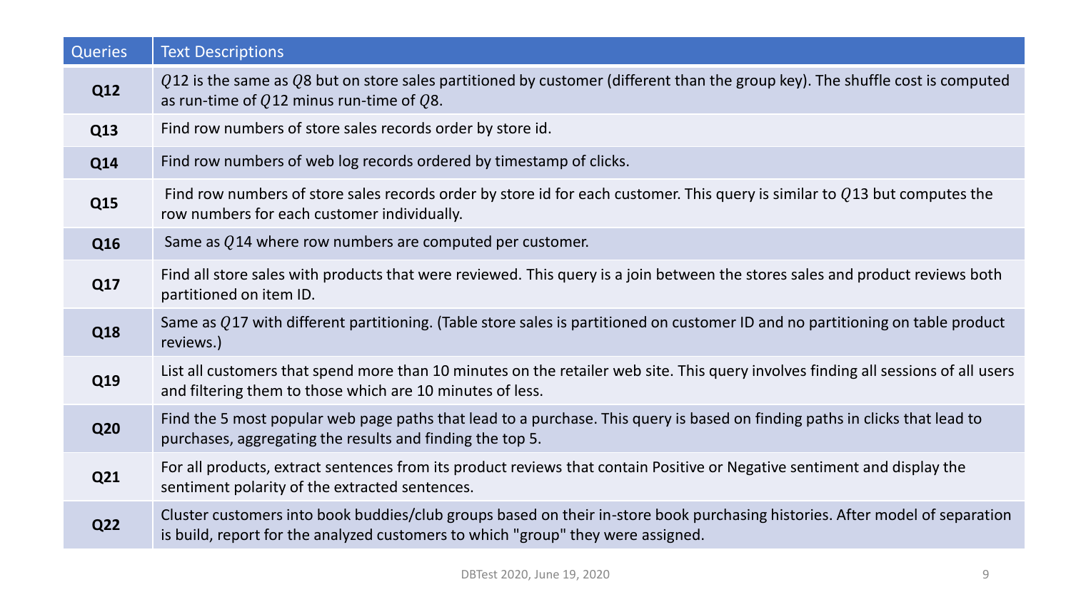| Queries | Text Descriptions |
|---|---|
| **Q12** | $Q12$ is the same as $Q8$ but on store sales partitioned by customer (different than the group key). The shuffle cost is computed as run-time of $Q12$ minus run-time of $Q8$. |
| **Q13** | Find row numbers of store sales records order by store id. |
| **Q14** | Find row numbers of web log records ordered by timestamp of clicks. |
| **Q15** | Find row numbers of store sales records order by store id for each customer. This query is similar to $Q13$ but computes the row numbers for each customer individually. |
| **Q16** | Same as $Q14$ where row numbers are computed per customer. |
| **Q17** | Find all store sales with products that were reviewed. This query is a join between the stores sales and product reviews both partitioned on item ID. |
| **Q18** | Same as $Q17$ with different partitioning. (Table store sales is partitioned on customer ID and no partitioning on table product reviews.) |
| **Q19** | List all customers that spend more than 10 minutes on the retailer web site. This query involves finding all sessions of all users and filtering them to those which are 10 minutes of less. |
| **Q20** | Find the 5 most popular web page paths that lead to a purchase. This query is based on finding paths in clicks that lead to purchases, aggregating the results and finding the top 5. |
| **Q21** | For all products, extract sentences from its product reviews that contain Positive or Negative sentiment and display the sentiment polarity of the extracted sentences. |
| **Q22** | Cluster customers into book buddies/club groups based on their in-store book purchasing histories. After model of separation is build, report for the analyzed customers to which "group" they were assigned. |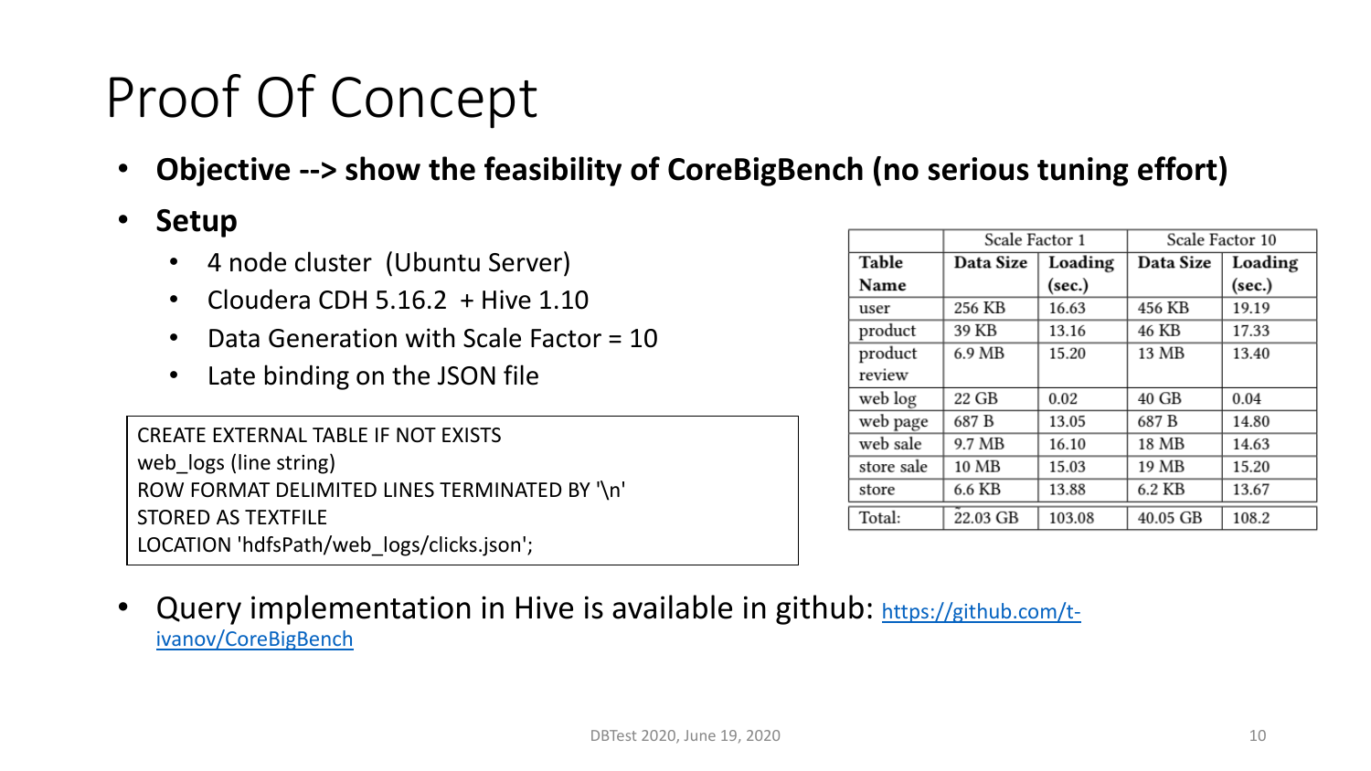# Proof Of Concept

- **Objective --> show the feasibility of CoreBigBench (no serious tuning effort)**
- **Setup**
  - 4 node cluster (Ubuntu Server)
  - Cloudera CDH 5.16.2 + Hive 1.10
  - Data Generation with Scale Factor = 10
  - Late binding on the JSON file

```
CREATE EXTERNAL TABLE IF NOT EXISTS
web_logs (line string)
ROW FORMAT DELIMITED LINES TERMINATED BY '\n'
STORED AS TEXTFILE
LOCATION 'hdfsPath/web_logs/clicks.json';
```

| | Scale Factor 1 | | Scale Factor 10 | |
|---|---|---|---|---|
| **Table Name** | **Data Size** | **Loading (sec.)** | **Data Size** | **Loading (sec.)** |
| user | 256 KB | 16.63 | 456 KB | 19.19 |
| product | 39 KB | 13.16 | 46 KB | 17.33 |
| product review | 6.9 MB | 15.20 | 13 MB | 13.40 |
| web log | 22 GB | 0.02 | 40 GB | 0.04 |
| web page | 687 B | 13.05 | 687 B | 14.80 |
| web sale | 9.7 MB | 16.10 | 18 MB | 14.63 |
| store sale | 10 MB | 15.03 | 19 MB | 15.20 |
| store | 6.6 KB | 13.88 | 6.2 KB | 13.67 |
| Total: | 22.03 GB | 103.08 | 40.05 GB | 108.2 |

- Query implementation in Hive is available in github: https://github.com/t-ivanov/CoreBigBench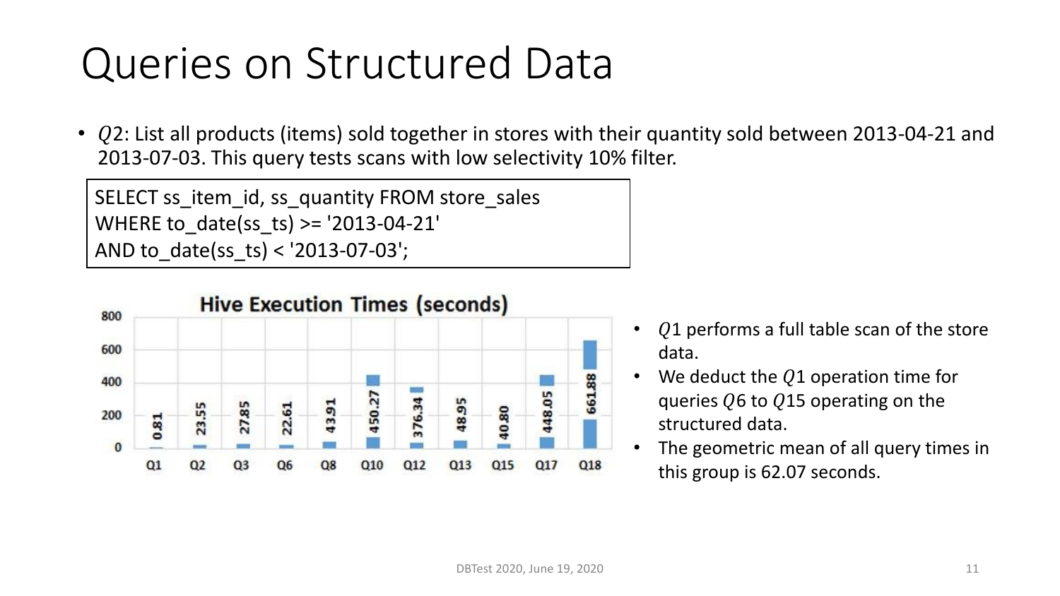# Queries on Structured Data

- $Q2$: List all products (items) sold together in stores with their quantity sold between 2013-04-21 and 2013-07-03. This query tests scans with low selectivity 10% filter.

```
SELECT ss_item_id, ss_quantity FROM store_sales
WHERE to_date(ss_ts) >= '2013-04-21'
AND to_date(ss_ts) < '2013-07-03';
```

**Hive Execution Times (seconds)**

| Query | Time (s) |
|---|---|
| Q1 | 0.81 |
| Q2 | 23.55 |
| Q3 | 27.85 |
| Q6 | 22.61 |
| Q8 | 43.91 |
| Q10 | 450.27 |
| Q12 | 376.34 |
| Q13 | 48.95 |
| Q15 | 40.80 |
| Q17 | 448.05 |
| Q18 | 661.88 |

- $Q1$ performs a full table scan of the store data.
- We deduct the $Q1$ operation time for queries $Q6$ to $Q15$ operating on the structured data.
- The geometric mean of all query times in this group is 62.07 seconds.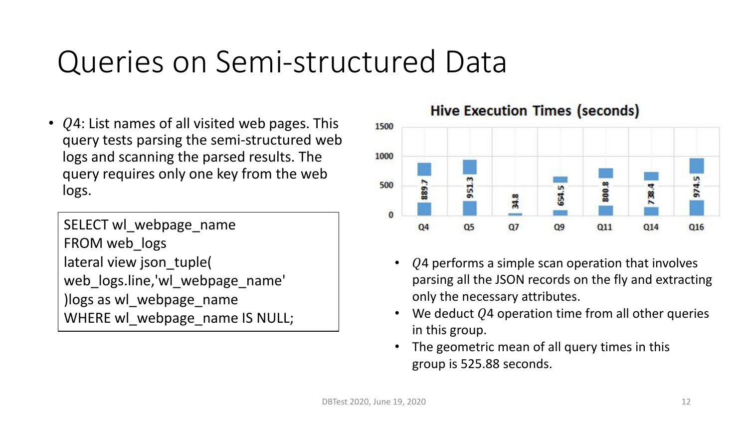# Queries on Semi-structured Data

- $Q4$: List names of all visited web pages. This query tests parsing the semi-structured web logs and scanning the parsed results. The query requires only one key from the web logs.

```
SELECT wl_webpage_name
FROM web_logs
lateral view json_tuple(
web_logs.line,'wl_webpage_name'
)logs as wl_webpage_name
WHERE wl_webpage_name IS NULL;
```

**Hive Execution Times (seconds)**

| Query | Time (seconds) |
|---|---|
| Q4 | 889.7 |
| Q5 | 951.3 |
| Q7 | 34.8 |
| Q9 | 654.5 |
| Q11 | 800.8 |
| Q14 | 738.4 |
| Q16 | 974.5 |

- $Q4$ performs a simple scan operation that involves parsing all the JSON records on the fly and extracting only the necessary attributes.
- We deduct $Q4$ operation time from all other queries in this group.
- The geometric mean of all query times in this group is 525.88 seconds.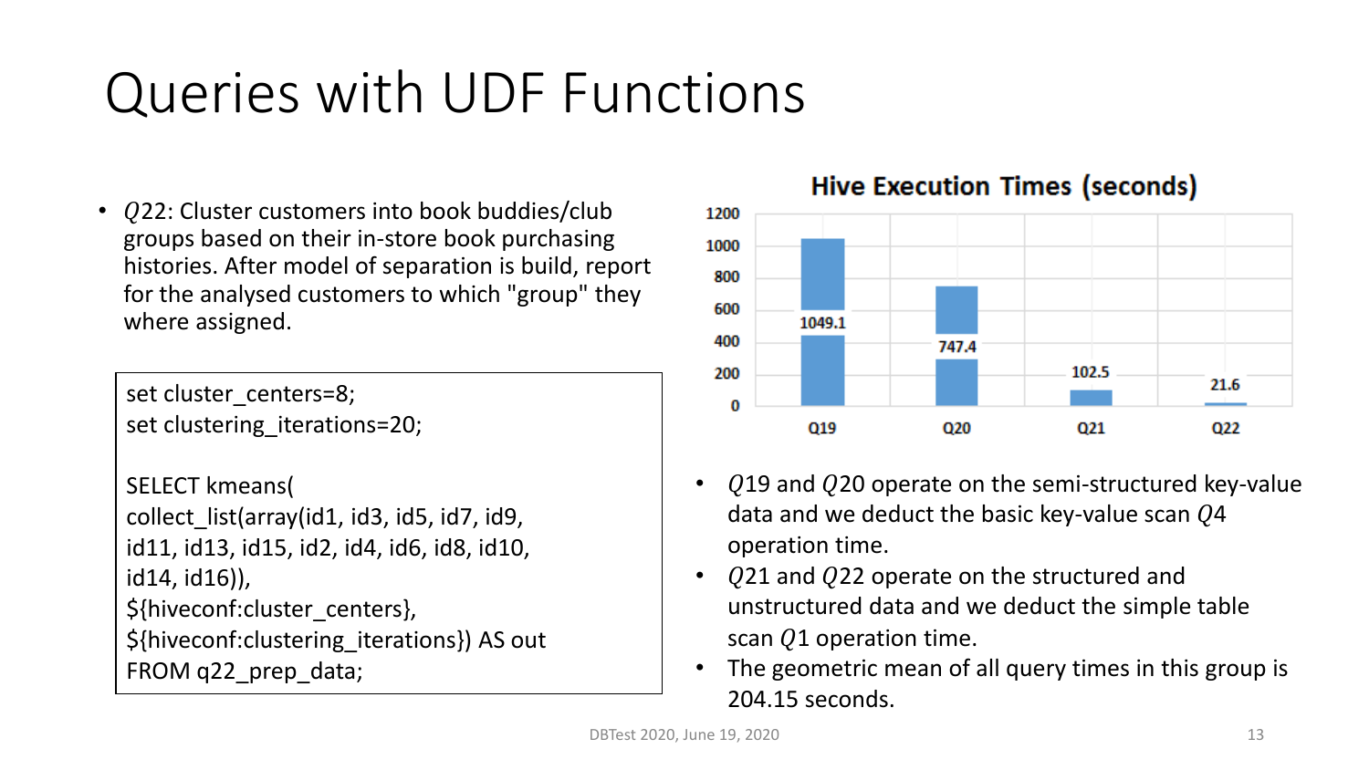# Queries with UDF Functions

- $Q22$: Cluster customers into book buddies/club groups based on their in-store book purchasing histories. After model of separation is build, report for the analysed customers to which "group" they where assigned.

```
set cluster_centers=8;
set clustering_iterations=20;

SELECT kmeans(
collect_list(array(id1, id3, id5, id7, id9,
id11, id13, id15, id2, id4, id6, id8, id10,
id14, id16)),
${hiveconf:cluster_centers},
${hiveconf:clustering_iterations}) AS out
FROM q22_prep_data;
```

**Hive Execution Times (seconds)**

| Query | Time (seconds) |
|---|---|
| Q19 | 1049.1 |
| Q20 | 747.4 |
| Q21 | 102.5 |
| Q22 | 21.6 |

- $Q19$ and $Q20$ operate on the semi-structured key-value data and we deduct the basic key-value scan $Q4$ operation time.
- $Q21$ and $Q22$ operate on the structured and unstructured data and we deduct the simple table scan $Q1$ operation time.
- The geometric mean of all query times in this group is 204.15 seconds.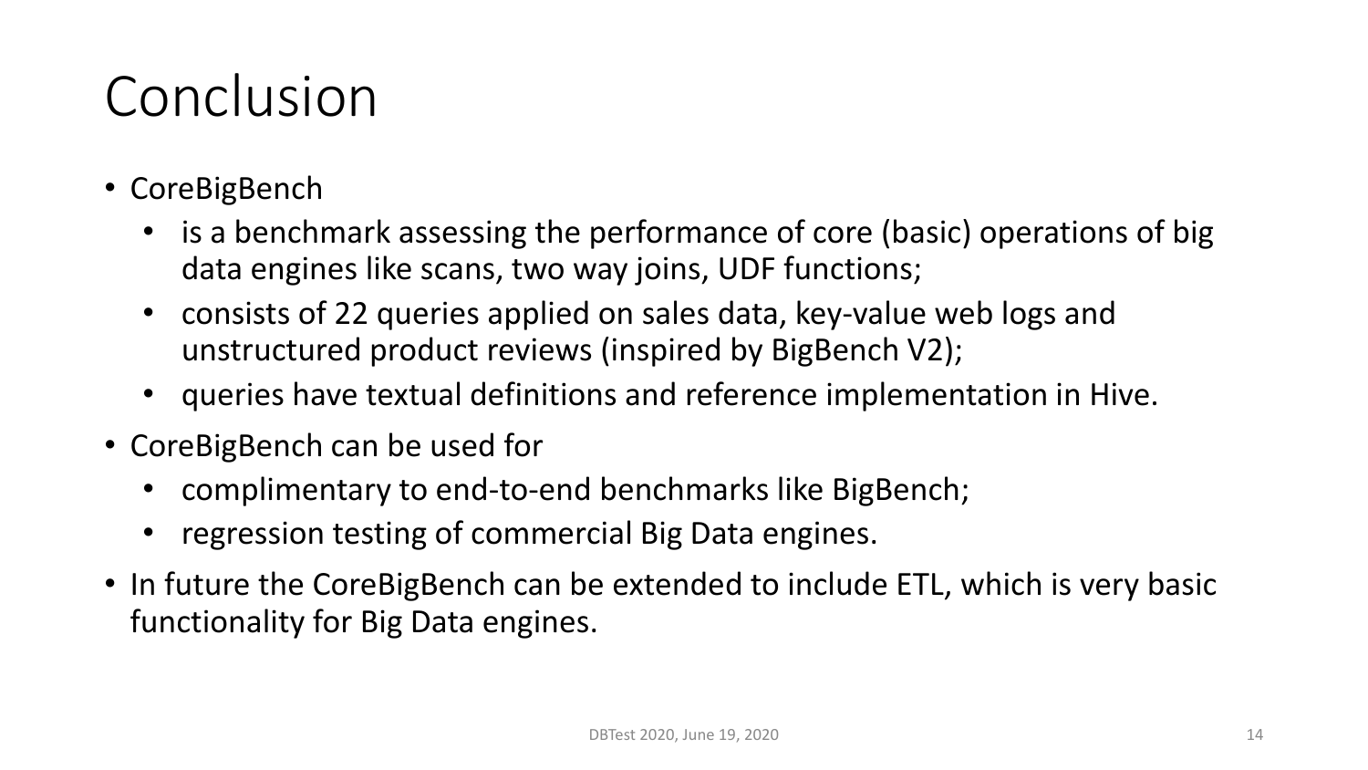# Conclusion

- CoreBigBench
  - is a benchmark assessing the performance of core (basic) operations of big data engines like scans, two way joins, UDF functions;
  - consists of 22 queries applied on sales data, key-value web logs and unstructured product reviews (inspired by BigBench V2);
  - queries have textual definitions and reference implementation in Hive.
- CoreBigBench can be used for
  - complimentary to end-to-end benchmarks like BigBench;
  - regression testing of commercial Big Data engines.
- In future the CoreBigBench can be extended to include ETL, which is very basic functionality for Big Data engines.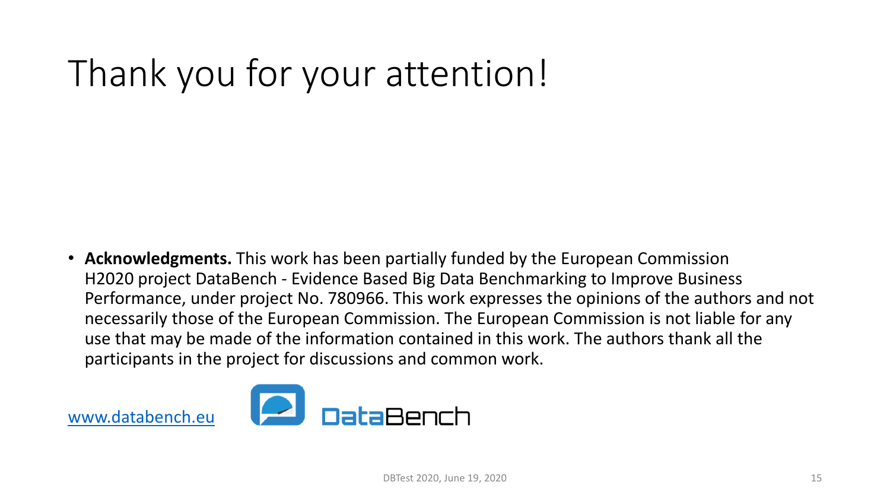# Thank you for your attention!

- **Acknowledgments.** This work has been partially funded by the European Commission H2020 project DataBench - Evidence Based Big Data Benchmarking to Improve Business Performance, under project No. 780966. This work expresses the opinions of the authors and not necessarily those of the European Commission. The European Commission is not liable for any use that may be made of the information contained in this work. The authors thank all the participants in the project for discussions and common work.

www.databench.eu

DataBench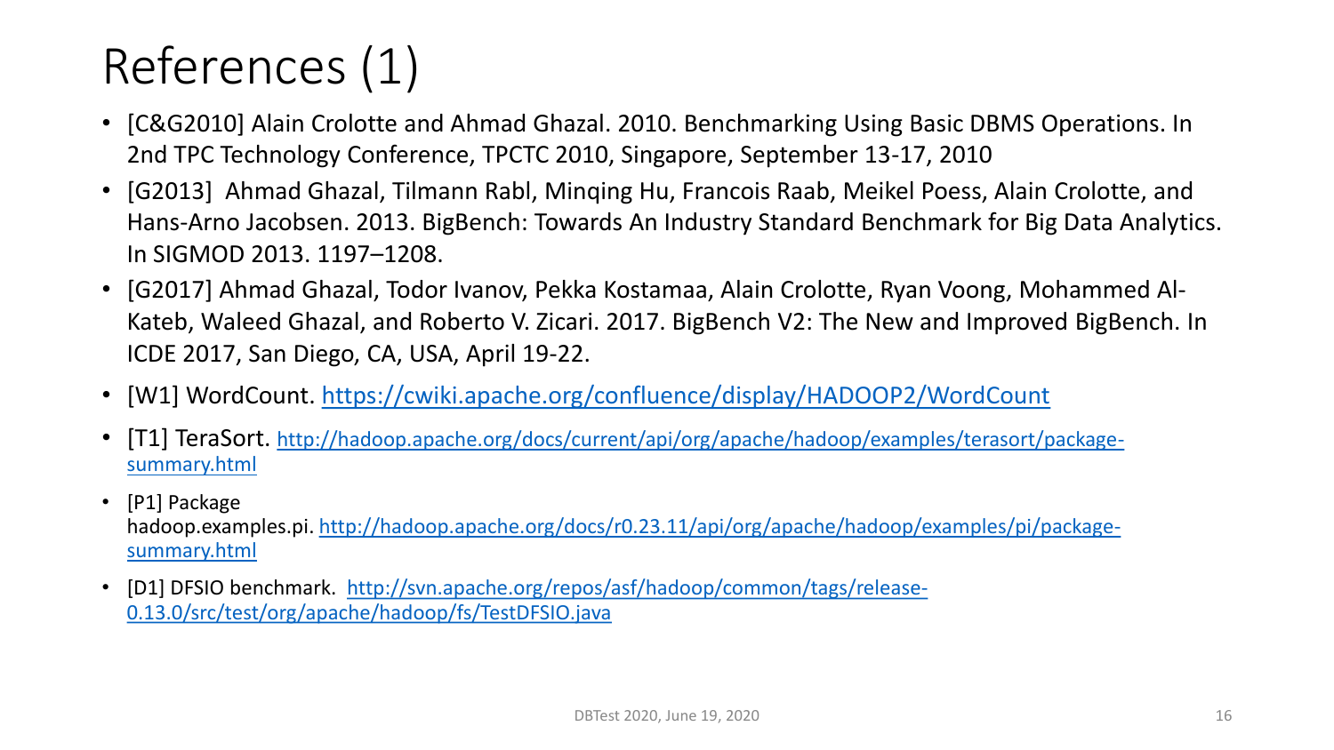# References (1)

- [C&G2010] Alain Crolotte and Ahmad Ghazal. 2010. Benchmarking Using Basic DBMS Operations. In 2nd TPC Technology Conference, TPCTC 2010, Singapore, September 13-17, 2010
- [G2013] Ahmad Ghazal, Tilmann Rabl, Minqing Hu, Francois Raab, Meikel Poess, Alain Crolotte, and Hans-Arno Jacobsen. 2013. BigBench: Towards An Industry Standard Benchmark for Big Data Analytics. In SIGMOD 2013. 1197–1208.
- [G2017] Ahmad Ghazal, Todor Ivanov, Pekka Kostamaa, Alain Crolotte, Ryan Voong, Mohammed Al-Kateb, Waleed Ghazal, and Roberto V. Zicari. 2017. BigBench V2: The New and Improved BigBench. In ICDE 2017, San Diego, CA, USA, April 19-22.
- [W1] WordCount. https://cwiki.apache.org/confluence/display/HADOOP2/WordCount
- [T1] TeraSort. http://hadoop.apache.org/docs/current/api/org/apache/hadoop/examples/terasort/package-summary.html
- [P1] Package hadoop.examples.pi. http://hadoop.apache.org/docs/r0.23.11/api/org/apache/hadoop/examples/pi/package-summary.html
- [D1] DFSIO benchmark. http://svn.apache.org/repos/asf/hadoop/common/tags/release-0.13.0/src/test/org/apache/hadoop/fs/TestDFSIO.java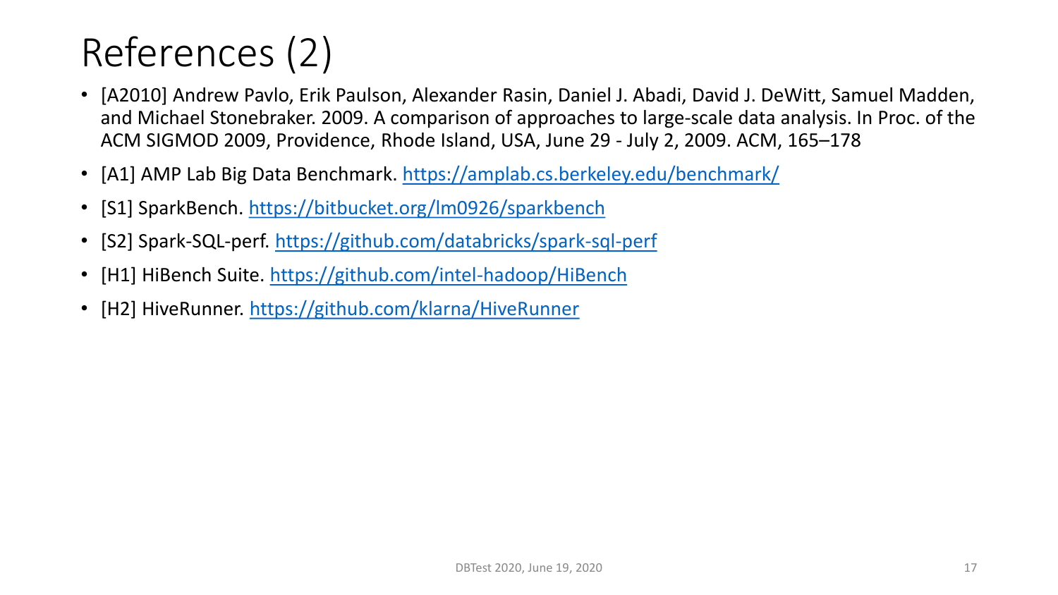# References (2)

- [A2010] Andrew Pavlo, Erik Paulson, Alexander Rasin, Daniel J. Abadi, David J. DeWitt, Samuel Madden, and Michael Stonebraker. 2009. A comparison of approaches to large-scale data analysis. In Proc. of the ACM SIGMOD 2009, Providence, Rhode Island, USA, June 29 - July 2, 2009. ACM, 165–178
- [A1] AMP Lab Big Data Benchmark. https://amplab.cs.berkeley.edu/benchmark/
- [S1] SparkBench. https://bitbucket.org/lm0926/sparkbench
- [S2] Spark-SQL-perf. https://github.com/databricks/spark-sql-perf
- [H1] HiBench Suite. https://github.com/intel-hadoop/HiBench
- [H2] HiveRunner. https://github.com/klarna/HiveRunner